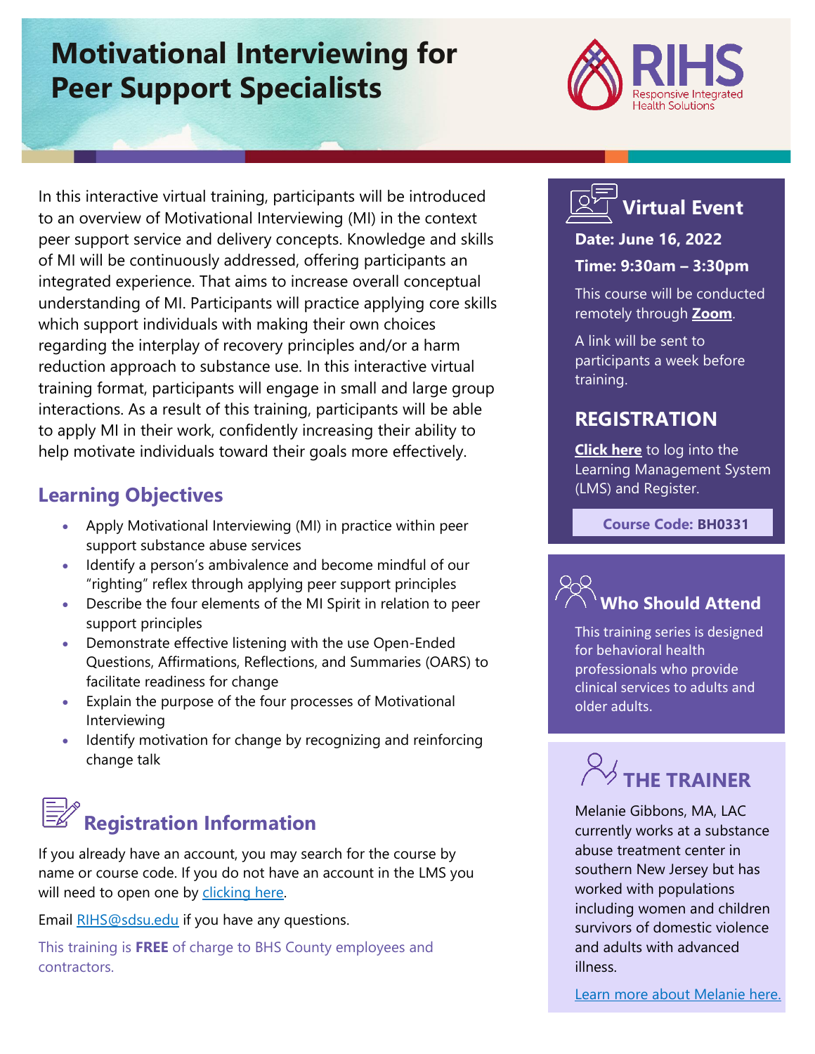# Motivational Interviewing for Peer Support Specialists

RIHS
Responsive Integrated Health Solutions

In this interactive virtual training, participants will be introduced to an overview of Motivational Interviewing (MI) in the context peer support service and delivery concepts. Knowledge and skills of MI will be continuously addressed, offering participants an integrated experience. That aims to increase overall conceptual understanding of MI. Participants will practice applying core skills which support individuals with making their own choices regarding the interplay of recovery principles and/or a harm reduction approach to substance use. In this interactive virtual training format, participants will engage in small and large group interactions. As a result of this training, participants will be able to apply MI in their work, confidently increasing their ability to help motivate individuals toward their goals more effectively.

## Learning Objectives

- Apply Motivational Interviewing (MI) in practice within peer support substance abuse services
- Identify a person's ambivalence and become mindful of our "righting" reflex through applying peer support principles
- Describe the four elements of the MI Spirit in relation to peer support principles
- Demonstrate effective listening with the use Open-Ended Questions, Affirmations, Reflections, and Summaries (OARS) to facilitate readiness for change
- Explain the purpose of the four processes of Motivational Interviewing
- Identify motivation for change by recognizing and reinforcing change talk

## Registration Information

If you already have an account, you may search for the course by name or course code. If you do not have an account in the LMS you will need to open one by clicking here.

Email RIHS@sdsu.edu if you have any questions.

This training is **FREE** of charge to BHS County employees and contractors.

## Virtual Event

**Date: June 16, 2022**

**Time: 9:30am – 3:30pm**

This course will be conducted remotely through **Zoom**.

A link will be sent to participants a week before training.

## REGISTRATION

**Click here** to log into the Learning Management System (LMS) and Register.

**Course Code: BH0331**

## Who Should Attend

This training series is designed for behavioral health professionals who provide clinical services to adults and older adults.

## THE TRAINER

Melanie Gibbons, MA, LAC currently works at a substance abuse treatment center in southern New Jersey but has worked with populations including women and children survivors of domestic violence and adults with advanced illness.

Learn more about Melanie here.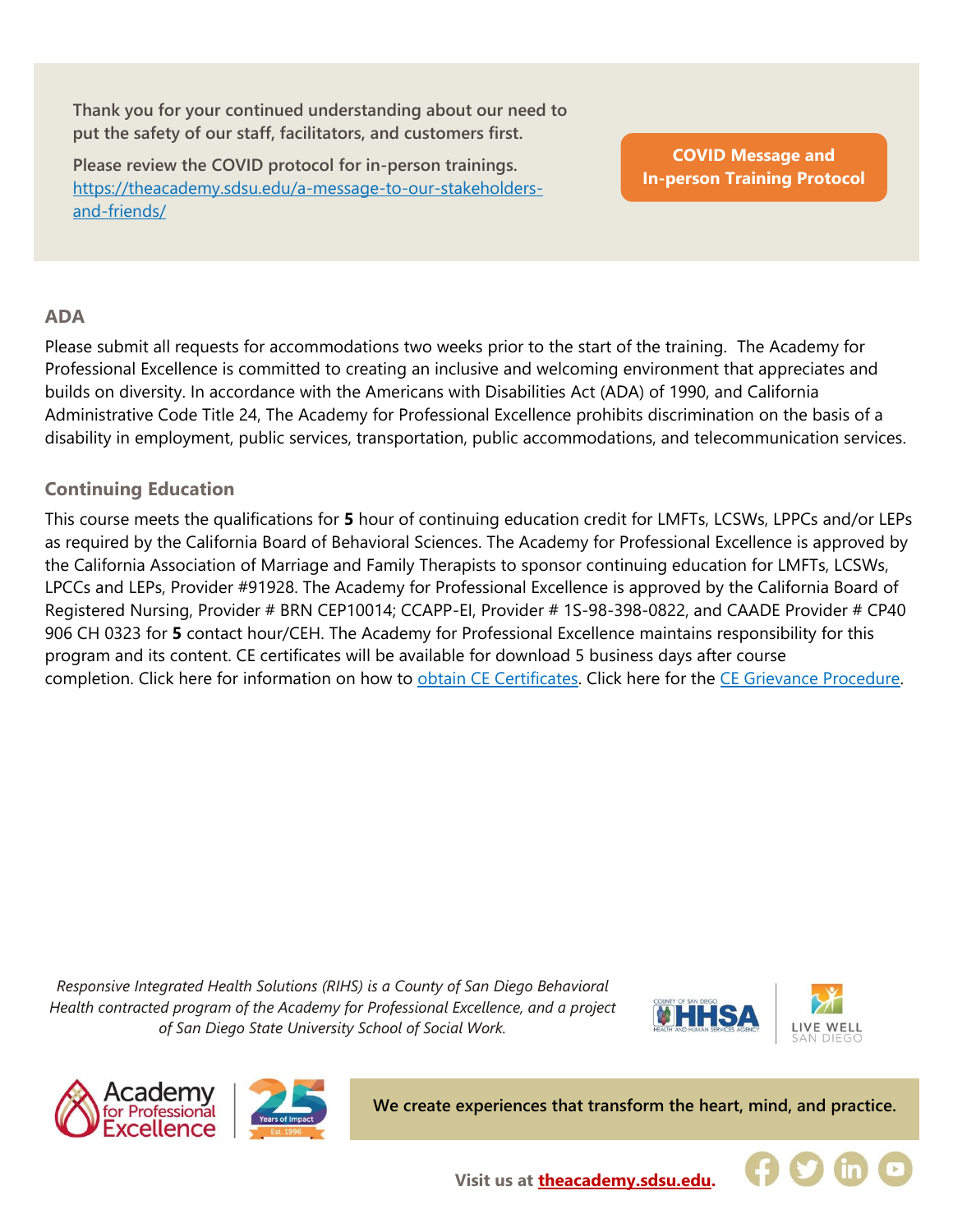Thank you for your continued understanding about our need to put the safety of our staff, facilitators, and customers first.

Please review the COVID protocol for in-person trainings. [https://theacademy.sdsu.edu/a-message-to-our-stakeholders-and-friends/](https://theacademy.sdsu.edu/a-message-to-our-stakeholders-and-friends/)

**COVID Message and In-person Training Protocol**

## ADA

Please submit all requests for accommodations two weeks prior to the start of the training. The Academy for Professional Excellence is committed to creating an inclusive and welcoming environment that appreciates and builds on diversity. In accordance with the Americans with Disabilities Act (ADA) of 1990, and California Administrative Code Title 24, The Academy for Professional Excellence prohibits discrimination on the basis of a disability in employment, public services, transportation, public accommodations, and telecommunication services.

## Continuing Education

This course meets the qualifications for **5** hour of continuing education credit for LMFTs, LCSWs, LPPCs and/or LEPs as required by the California Board of Behavioral Sciences. The Academy for Professional Excellence is approved by the California Association of Marriage and Family Therapists to sponsor continuing education for LMFTs, LCSWs, LPCCs and LEPs, Provider #91928. The Academy for Professional Excellence is approved by the California Board of Registered Nursing, Provider # BRN CEP10014; CCAPP-EI, Provider # 1S-98-398-0822, and CAADE Provider # CP40 906 CH 0323 for **5** contact hour/CEH. The Academy for Professional Excellence maintains responsibility for this program and its content. CE certificates will be available for download 5 business days after course completion. Click here for information on how to obtain CE Certificates. Click here for the CE Grievance Procedure.

*Responsive Integrated Health Solutions (RIHS) is a County of San Diego Behavioral Health contracted program of the Academy for Professional Excellence, and a project of San Diego State University School of Social Work.*

**We create experiences that transform the heart, mind, and practice.**

**Visit us at theacademy.sdsu.edu.**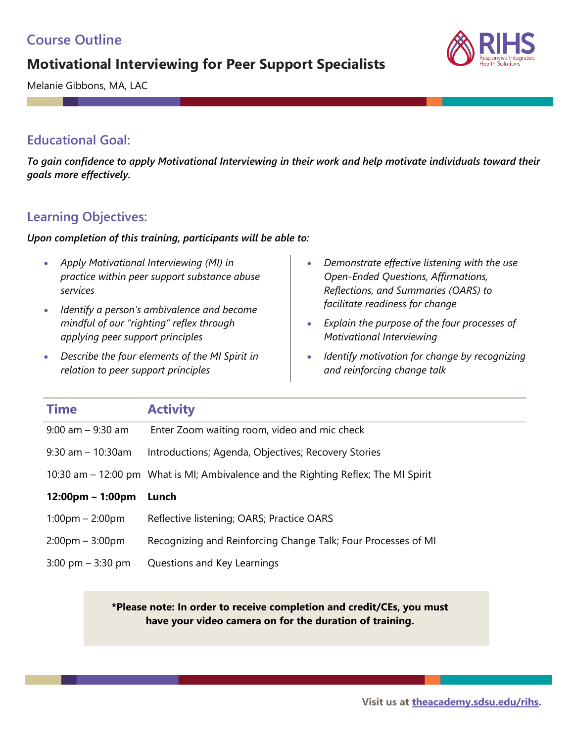## Course Outline

# Motivational Interviewing for Peer Support Specialists

Melanie Gibbons, MA, LAC

## Educational Goal:

***To gain confidence to apply Motivational Interviewing in their work and help motivate individuals toward their goals more effectively.***

## Learning Objectives:

***Upon completion of this training, participants will be able to:***

- *Apply Motivational Interviewing (MI) in practice within peer support substance abuse services*
- *Identify a person's ambivalence and become mindful of our "righting" reflex through applying peer support principles*
- *Describe the four elements of the MI Spirit in relation to peer support principles*
- *Demonstrate effective listening with the use Open-Ended Questions, Affirmations, Reflections, and Summaries (OARS) to facilitate readiness for change*
- *Explain the purpose of the four processes of Motivational Interviewing*
- *Identify motivation for change by recognizing and reinforcing change talk*

| Time | Activity |
|---|---|
| 9:00 am – 9:30 am | Enter Zoom waiting room, video and mic check |
| 9:30 am – 10:30am | Introductions; Agenda, Objectives; Recovery Stories |
| 10:30 am – 12:00 pm | What is MI; Ambivalence and the Righting Reflex; The MI Spirit |
| **12:00pm – 1:00pm** | **Lunch** |
| 1:00pm – 2:00pm | Reflective listening; OARS; Practice OARS |
| 2:00pm – 3:00pm | Recognizing and Reinforcing Change Talk; Four Processes of MI |
| 3:00 pm – 3:30 pm | Questions and Key Learnings |

**\*Please note: In order to receive completion and credit/CEs, you must have your video camera on for the duration of training.**

**Visit us at theacademy.sdsu.edu/rihs.**